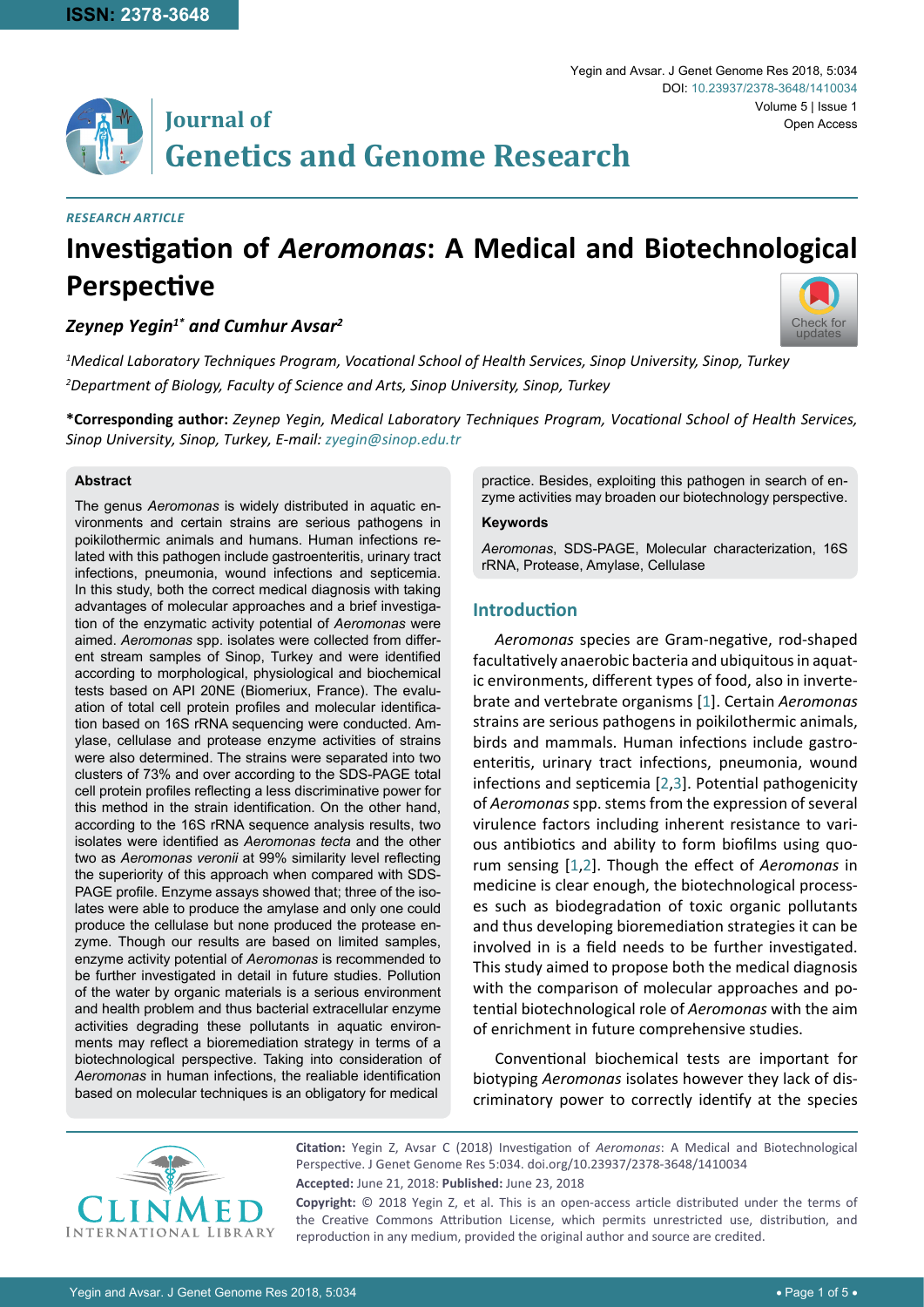ISSN: 2378-3648

# Journal of Genetics and Genome Research

Yegin and Avsar. J Genet Genome Res 2018, 5:034

DOI: 10.23937/2378-3648/1410034

Volume 5 | Issue 1

Open Access

*RESEARCH ARTICLE*

# Investigation of *Aeromonas*: A Medical and Biotechnological Perspective

***Zeynep Yegin[1*] and Cumhur Avsar[2]***

*[1]Medical Laboratory Techniques Program, Vocational School of Health Services, Sinop University, Sinop, Turkey*

*[2]Department of Biology, Faculty of Science and Arts, Sinop University, Sinop, Turkey*

**\*Corresponding author:** *Zeynep Yegin, Medical Laboratory Techniques Program, Vocational School of Health Services, Sinop University, Sinop, Turkey, E-mail: zyegin@sinop.edu.tr*

### Abstract

The genus *Aeromonas* is widely distributed in aquatic environments and certain strains are serious pathogens in poikilothermic animals and humans. Human infections related with this pathogen include gastroenteritis, urinary tract infections, pneumonia, wound infections and septicemia. In this study, both the correct medical diagnosis with taking advantages of molecular approaches and a brief investigation of the enzymatic activity potential of *Aeromonas* were aimed. *Aeromonas* spp. isolates were collected from different stream samples of Sinop, Turkey and were identified according to morphological, physiological and biochemical tests based on API 20NE (Biomeriux, France). The evaluation of total cell protein profiles and molecular identification based on 16S rRNA sequencing were conducted. Amylase, cellulase and protease enzyme activities of strains were also determined. The strains were separated into two clusters of 73% and over according to the SDS-PAGE total cell protein profiles reflecting a less discriminative power for this method in the strain identification. On the other hand, according to the 16S rRNA sequence analysis results, two isolates were identified as *Aeromonas tecta* and the other two as *Aeromonas veronii* at 99% similarity level reflecting the superiority of this approach when compared with SDS-PAGE profile. Enzyme assays showed that; three of the isolates were able to produce the amylase and only one could produce the cellulase but none produced the protease enzyme. Though our results are based on limited samples, enzyme activity potential of *Aeromonas* is recommended to be further investigated in detail in future studies. Pollution of the water by organic materials is a serious environment and health problem and thus bacterial extracellular enzyme activities degrading these pollutants in aquatic environments may reflect a bioremediation strategy in terms of a biotechnological perspective. Taking into consideration of *Aeromonas* in human infections, the realiable identification based on molecular techniques is an obligatory for medical practice. Besides, exploiting this pathogen in search of enzyme activities may broaden our biotechnology perspective.

### Keywords

*Aeromonas*, SDS-PAGE, Molecular characterization, 16S rRNA, Protease, Amylase, Cellulase

## Introduction

*Aeromonas* species are Gram-negative, rod-shaped facultatively anaerobic bacteria and ubiquitous in aquatic environments, different types of food, also in invertebrate and vertebrate organisms [1]. Certain *Aeromonas* strains are serious pathogens in poikilothermic animals, birds and mammals. Human infections include gastroenteritis, urinary tract infections, pneumonia, wound infections and septicemia [2,3]. Potential pathogenicity of *Aeromonas* spp. stems from the expression of several virulence factors including inherent resistance to various antibiotics and ability to form biofilms using quorum sensing [1,2]. Though the effect of *Aeromonas* in medicine is clear enough, the biotechnological processes such as biodegradation of toxic organic pollutants and thus developing bioremediation strategies it can be involved in is a field needs to be further investigated. This study aimed to propose both the medical diagnosis with the comparison of molecular approaches and potential biotechnological role of *Aeromonas* with the aim of enrichment in future comprehensive studies.

Conventional biochemical tests are important for biotyping *Aeromonas* isolates however they lack of discriminatory power to correctly identify at the species

**Citation:** Yegin Z, Avsar C (2018) Investigation of *Aeromonas*: A Medical and Biotechnological Perspective. J Genet Genome Res 5:034. doi.org/10.23937/2378-3648/1410034

**Accepted:** June 21, 2018: **Published:** June 23, 2018

**Copyright:** © 2018 Yegin Z, et al. This is an open-access article distributed under the terms of the Creative Commons Attribution License, which permits unrestricted use, distribution, and reproduction in any medium, provided the original author and source are credited.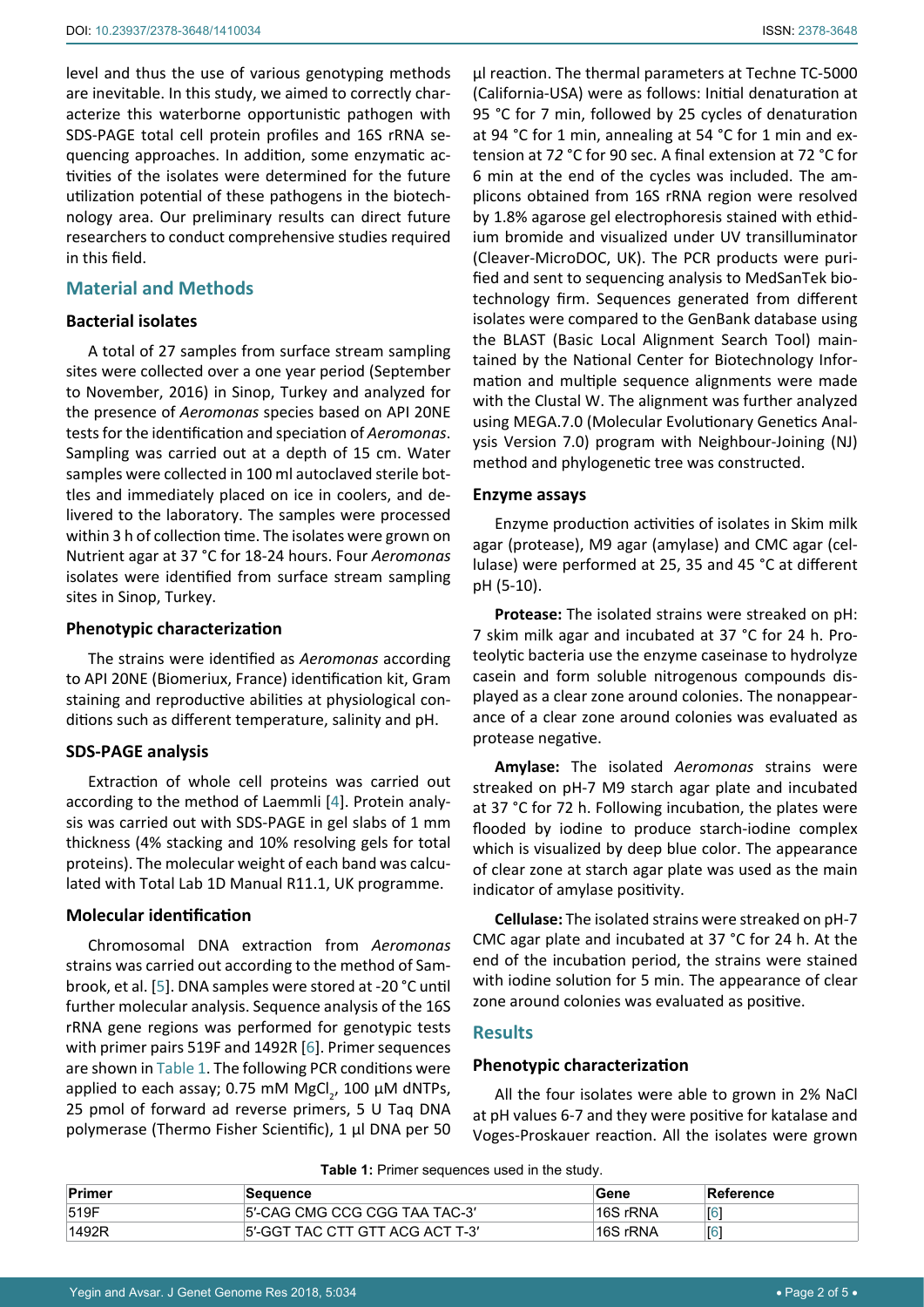level and thus the use of various genotyping methods are inevitable. In this study, we aimed to correctly characterize this waterborne opportunistic pathogen with SDS-PAGE total cell protein profiles and 16S rRNA sequencing approaches. In addition, some enzymatic activities of the isolates were determined for the future utilization potential of these pathogens in the biotechnology area. Our preliminary results can direct future researchers to conduct comprehensive studies required in this field.

## Material and Methods

### Bacterial isolates

A total of 27 samples from surface stream sampling sites were collected over a one year period (September to November, 2016) in Sinop, Turkey and analyzed for the presence of *Aeromonas* species based on API 20NE tests for the identification and speciation of *Aeromonas*. Sampling was carried out at a depth of 15 cm. Water samples were collected in 100 ml autoclaved sterile bottles and immediately placed on ice in coolers, and delivered to the laboratory. The samples were processed within 3 h of collection time. The isolates were grown on Nutrient agar at 37 °C for 18-24 hours. Four *Aeromonas* isolates were identified from surface stream sampling sites in Sinop, Turkey.

### Phenotypic characterization

The strains were identified as *Aeromonas* according to API 20NE (Biomeriux, France) identification kit, Gram staining and reproductive abilities at physiological conditions such as different temperature, salinity and pH.

### SDS-PAGE analysis

Extraction of whole cell proteins was carried out according to the method of Laemmli [4]. Protein analysis was carried out with SDS-PAGE in gel slabs of 1 mm thickness (4% stacking and 10% resolving gels for total proteins). The molecular weight of each band was calculated with Total Lab 1D Manual R11.1, UK programme.

### Molecular identification

Chromosomal DNA extraction from *Aeromonas* strains was carried out according to the method of Sambrook, et al. [5]. DNA samples were stored at -20 °C until further molecular analysis. Sequence analysis of the 16S rRNA gene regions was performed for genotypic tests with primer pairs 519F and 1492R [6]. Primer sequences are shown in Table 1. The following PCR conditions were applied to each assay; 0.75 mM $MgCl_2$, 100 µM dNTPs, 25 pmol of forward ad reverse primers, 5 U Taq DNA polymerase (Thermo Fisher Scientific), 1 µl DNA per 50 µl reaction. The thermal parameters at Techne TC-5000 (California-USA) were as follows: Initial denaturation at 95 °C for 7 min, followed by 25 cycles of denaturation at 94 °C for 1 min, annealing at 54 °C for 1 min and extension at 72 °C for 90 sec. A final extension at 72 °C for 6 min at the end of the cycles was included. The amplicons obtained from 16S rRNA region were resolved by 1.8% agarose gel electrophoresis stained with ethidium bromide and visualized under UV transilluminator (Cleaver-MicroDOC, UK). The PCR products were purified and sent to sequencing analysis to MedSanTek biotechnology firm. Sequences generated from different isolates were compared to the GenBank database using the BLAST (Basic Local Alignment Search Tool) maintained by the National Center for Biotechnology Information and multiple sequence alignments were made with the Clustal W. The alignment was further analyzed using MEGA.7.0 (Molecular Evolutionary Genetics Analysis Version 7.0) program with Neighbour-Joining (NJ) method and phylogenetic tree was constructed.

### Enzyme assays

Enzyme production activities of isolates in Skim milk agar (protease), M9 agar (amylase) and CMC agar (cellulase) were performed at 25, 35 and 45 °C at different pH (5-10).

**Protease:** The isolated strains were streaked on pH: 7 skim milk agar and incubated at 37 °C for 24 h. Proteolytic bacteria use the enzyme caseinase to hydrolyze casein and form soluble nitrogenous compounds displayed as a clear zone around colonies. The nonappearance of a clear zone around colonies was evaluated as protease negative.

**Amylase:** The isolated *Aeromonas* strains were streaked on pH-7 M9 starch agar plate and incubated at 37 °C for 72 h. Following incubation, the plates were flooded by iodine to produce starch-iodine complex which is visualized by deep blue color. The appearance of clear zone at starch agar plate was used as the main indicator of amylase positivity.

**Cellulase:** The isolated strains were streaked on pH-7 CMC agar plate and incubated at 37 °C for 24 h. At the end of the incubation period, the strains were stained with iodine solution for 5 min. The appearance of clear zone around colonies was evaluated as positive.

## Results

### Phenotypic characterization

All the four isolates were able to grown in 2% NaCl at pH values 6-7 and they were positive for katalase and Voges-Proskauer reaction. All the isolates were grown

**Table 1:** Primer sequences used in the study.

| Primer | Sequence | Gene | Reference |
|---|---|---|---|
| 519F | 5'-CAG CMG CCG CGG TAA TAC-3' | 16S rRNA | [6] |
| 1492R | 5'-GGT TAC CTT GTT ACG ACT T-3' | 16S rRNA | [6] |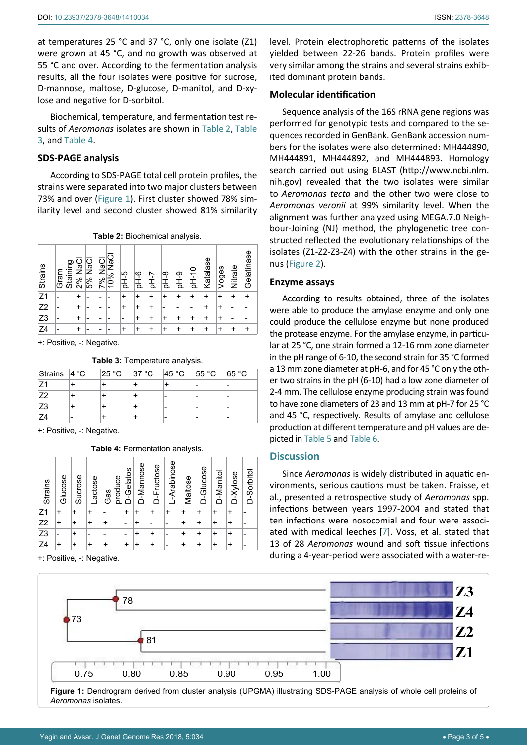at temperatures 25 °C and 37 °C, only one isolate (Z1) were grown at 45 °C, and no growth was observed at 55 °C and over. According to the fermentation analysis results, all the four isolates were positive for sucrose, D-mannose, maltose, D-glucose, D-manitol, and D-xylose and negative for D-sorbitol.

Biochemical, temperature, and fermentation test results of *Aeromonas* isolates are shown in Table 2, Table 3, and Table 4.

## SDS-PAGE analysis

According to SDS-PAGE total cell protein profiles, the strains were separated into two major clusters between 73% and over (Figure 1). First cluster showed 78% similarity level and second cluster showed 81% similarity level. Protein electrophoretic patterns of the isolates yielded between 22-26 bands. Protein profiles were very similar among the strains and several strains exhibited dominant protein bands.

**Table 2:** Biochemical analysis.

| Strains | Gram Staining | 2% NaCl | 5% NaCl | 7% NaCl | 10% NaCl | pH-5 | pH-6 | pH-7 | pH-8 | pH-9 | pH-10 | Katalase | Voges | Nitrate | Gelatinase |
|---|---|---|---|---|---|---|---|---|---|---|---|---|---|---|---|
| Z1 | - | + | - | - | - | + | + | + | + | + | + | + | + | + | + |
| Z2 | - | + | - | - | - | + | + | + | - | - | - | + | + | - | - |
| Z3 | - | + | - | - | - | - | + | + | + | + | + | + | + | - | - |
| Z4 | - | + | - | - | - | + | + | + | + | + | + | + | + | + | + |

+: Positive, -: Negative.

**Table 3:** Temperature analysis.

| Strains | 4 °C | 25 °C | 37 °C | 45 °C | 55 °C | 65 °C |
|---|---|---|---|---|---|---|
| Z1 | + | + | + | + | - | - |
| Z2 | + | + | + | - | - | - |
| Z3 | + | + | + | - | - | - |
| Z4 | - | + | + | - | - | - |

+: Positive, -: Negative.

**Table 4:** Fermentation analysis.

| Strains | Glucose | Sucrose | Lactose | Gas produce | D-Gelatos | D-Mannose | D-Fructose | L-Arabinose | Maltose | D-Glucose | D-Manitol | D-Xylose | D-Sorbitol |
|---|---|---|---|---|---|---|---|---|---|---|---|---|---|
| Z1 | + | + | + | - | + | + | + | + | + | + | + | + | - |
| Z2 | + | + | + | + | - | + | - | - | + | + | + | + | - |
| Z3 | - | + | - | - | - | + | + | - | + | + | + | + | - |
| Z4 | + | + | + | + | + | + | + | - | + | + | + | + | - |

+: Positive, -: Negative.

## Molecular identification

Sequence analysis of the 16S rRNA gene regions was performed for genotypic tests and compared to the sequences recorded in GenBank. GenBank accession numbers for the isolates were also determined: MH444890, MH444891, MH444892, and MH444893. Homology search carried out using BLAST (http://www.ncbi.nlm.nih.gov) revealed that the two isolates were similar to *Aeromonas tecta* and the other two were close to *Aeromonas veronii* at 99% similarity level. When the alignment was further analyzed using MEGA.7.0 Neighbour-Joining (NJ) method, the phylogenetic tree constructed reflected the evolutionary relationships of the isolates (Z1-Z2-Z3-Z4) with the other strains in the genus (Figure 2).

## Enzyme assays

According to results obtained, three of the isolates were able to produce the amylase enzyme and only one could produce the cellulose enzyme but none produced the protease enzyme. For the amylase enzyme, in particular at 25 °C, one strain formed a 12-16 mm zone diameter in the pH range of 6-10, the second strain for 35 °C formed a 13 mm zone diameter at pH-6, and for 45 °C only the other two strains in the pH (6-10) had a low zone diameter of 2-4 mm. The cellulose enzyme producing strain was found to have zone diameters of 23 and 13 mm at pH-7 for 25 °C and 45 °C, respectively. Results of amylase and cellulose production at different temperature and pH values are depicted in Table 5 and Table 6.

## Discussion

Since *Aeromonas* is widely distributed in aquatic environments, serious cautions must be taken. Fraisse, et al., presented a retrospective study of *Aeromonas* spp. infections between years 1997-2004 and stated that ten infections were nosocomial and four were associated with medical leeches [7]. Voss, et al. stated that 13 of 28 *Aeromonas* wound and soft tissue infections during a 4-year-period were associated with a water-re-

**Figure 1:** Dendrogram derived from cluster analysis (UPGMA) illustrating SDS-PAGE analysis of whole cell proteins of *Aeromonas* isolates.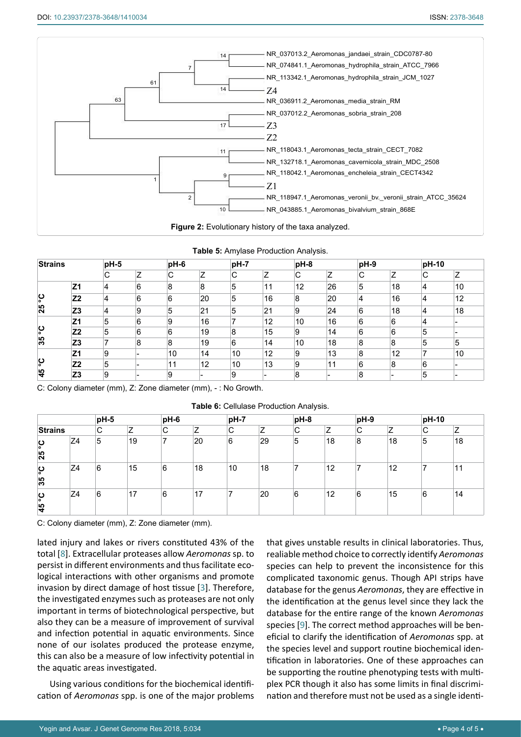**Figure 2:** Evolutionary history of the taxa analyzed.

**Table 5:** Amylase Production Analysis.

| Strains | | pH-5 | | pH-6 | | pH-7 | | pH-8 | | pH-9 | | pH-10 | |
|---|---|---|---|---|---|---|---|---|---|---|---|---|---|
| | | C | Z | C | Z | C | Z | C | Z | C | Z | C | Z |
| 25 °C | Z1 | 4 | 6 | 8 | 8 | 5 | 11 | 12 | 26 | 5 | 18 | 4 | 10 |
| | Z2 | 4 | 6 | 6 | 20 | 5 | 16 | 8 | 20 | 4 | 16 | 4 | 12 |
| | Z3 | 4 | 9 | 5 | 21 | 5 | 21 | 9 | 24 | 6 | 18 | 4 | 18 |
| 35 °C | Z1 | 5 | 6 | 9 | 16 | 7 | 12 | 10 | 16 | 6 | 6 | 4 | - |
| | Z2 | 5 | 6 | 6 | 19 | 8 | 15 | 9 | 14 | 6 | 6 | 5 | - |
| | Z3 | 7 | 8 | 8 | 19 | 6 | 14 | 10 | 18 | 8 | 8 | 5 | 5 |
| 45 °C | Z1 | 9 | - | 10 | 14 | 10 | 12 | 9 | 13 | 8 | 12 | 7 | 10 |
| | Z2 | 5 | - | 11 | 12 | 10 | 13 | 9 | 11 | 6 | 8 | 6 | - |
| | Z3 | 9 | - | 9 | - | 9 | - | 8 | - | 8 | - | 5 | - |

C: Colony diameter (mm), Z: Zone diameter (mm), - : No Growth.

**Table 6:** Cellulase Production Analysis.

| | | pH-5 | | pH-6 | | pH-7 | | pH-8 | | pH-9 | | pH-10 | |
|---|---|---|---|---|---|---|---|---|---|---|---|---|---|
| Strains | | C | Z | C | Z | C | Z | C | Z | C | Z | C | Z |
| 25 °C | Z4 | 5 | 19 | 7 | 20 | 6 | 29 | 5 | 18 | 8 | 18 | 5 | 18 |
| 35 °C | Z4 | 6 | 15 | 6 | 18 | 10 | 18 | 7 | 12 | 7 | 12 | 7 | 11 |
| 45 °C | Z4 | 6 | 17 | 6 | 17 | 7 | 20 | 6 | 12 | 6 | 15 | 6 | 14 |

C: Colony diameter (mm), Z: Zone diameter (mm).

lated injury and lakes or rivers constituted 43% of the total [8]. Extracellular proteases allow *Aeromonas* sp. to persist in different environments and thus facilitate ecological interactions with other organisms and promote invasion by direct damage of host tissue [3]. Therefore, the investigated enzymes such as proteases are not only important in terms of biotechnological perspective, but also they can be a measure of improvement of survival and infection potential in aquatic environments. Since none of our isolates produced the protease enzyme, this can also be a measure of low infectivity potential in the aquatic areas investigated.

Using various conditions for the biochemical identification of *Aeromonas* spp. is one of the major problems that gives unstable results in clinical laboratories. Thus, realiable method choice to correctly identify *Aeromonas* species can help to prevent the inconsistence for this complicated taxonomic genus. Though API strips have database for the genus *Aeromonas*, they are effective in the identification at the genus level since they lack the database for the entire range of the known *Aeromonas* species [9]. The correct method approaches will be beneficial to clarify the identification of *Aeromonas* spp. at the species level and support routine biochemical identification in laboratories. One of these approaches can be supporting the routine phenotyping tests with multiplex PCR though it also has some limits in final discrimination and therefore must not be used as a single identi-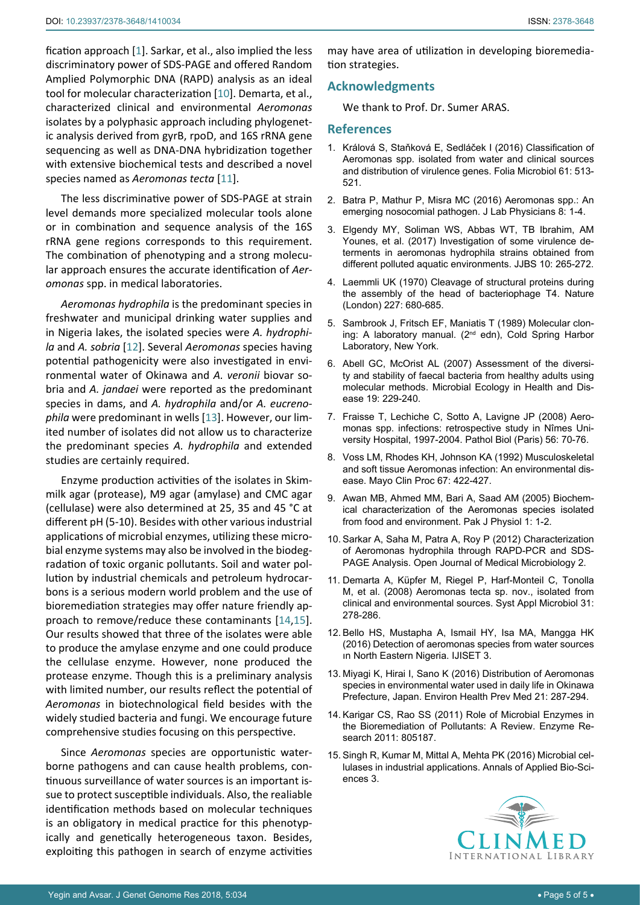fication approach [1]. Sarkar, et al., also implied the less discriminatory power of SDS-PAGE and offered Random Amplied Polymorphic DNA (RAPD) analysis as an ideal tool for molecular characterization [10]. Demarta, et al., characterized clinical and environmental *Aeromonas* isolates by a polyphasic approach including phylogenetic analysis derived from gyrB, rpoD, and 16S rRNA gene sequencing as well as DNA-DNA hybridization together with extensive biochemical tests and described a novel species named as *Aeromonas tecta* [11].

The less discriminative power of SDS-PAGE at strain level demands more specialized molecular tools alone or in combination and sequence analysis of the 16S rRNA gene regions corresponds to this requirement. The combination of phenotyping and a strong molecular approach ensures the accurate identification of *Aeromonas* spp. in medical laboratories.

*Aeromonas hydrophila* is the predominant species in freshwater and municipal drinking water supplies and in Nigeria lakes, the isolated species were *A. hydrophila* and *A. sobria* [12]. Several *Aeromonas* species having potential pathogenicity were also investigated in environmental water of Okinawa and *A. veronii* biovar sobria and *A. jandaei* were reported as the predominant species in dams, and *A. hydrophila* and/or *A. eucrenophila* were predominant in wells [13]. However, our limited number of isolates did not allow us to characterize the predominant species *A. hydrophila* and extended studies are certainly required.

Enzyme production activities of the isolates in Skimmilk agar (protease), M9 agar (amylase) and CMC agar (cellulase) were also determined at 25, 35 and 45 °C at different pH (5-10). Besides with other various industrial applications of microbial enzymes, utilizing these microbial enzyme systems may also be involved in the biodegradation of toxic organic pollutants. Soil and water pollution by industrial chemicals and petroleum hydrocarbons is a serious modern world problem and the use of bioremediation strategies may offer nature friendly approach to remove/reduce these contaminants [14,15]. Our results showed that three of the isolates were able to produce the amylase enzyme and one could produce the cellulase enzyme. However, none produced the protease enzyme. Though this is a preliminary analysis with limited number, our results reflect the potential of *Aeromonas* in biotechnological field besides with the widely studied bacteria and fungi. We encourage future comprehensive studies focusing on this perspective.

Since *Aeromonas* species are opportunistic waterborne pathogens and can cause health problems, continuous surveillance of water sources is an important issue to protect susceptible individuals. Also, the realiable identification methods based on molecular techniques is an obligatory in medical practice for this phenotypically and genetically heterogeneous taxon. Besides, exploiting this pathogen in search of enzyme activities may have area of utilization in developing bioremediation strategies.

## Acknowledgments

We thank to Prof. Dr. Sumer ARAS.

## References

1. Králová S, Staňková E, Sedláček I (2016) Classification of Aeromonas spp. isolated from water and clinical sources and distribution of virulence genes. Folia Microbiol 61: 513-521.
2. Batra P, Mathur P, Misra MC (2016) Aeromonas spp.: An emerging nosocomial pathogen. J Lab Physicians 8: 1-4.
3. Elgendy MY, Soliman WS, Abbas WT, TB Ibrahim, AM Younes, et al. (2017) Investigation of some virulence determents in aeromonas hydrophila strains obtained from different polluted aquatic environments. JJBS 10: 265-272.
4. Laemmli UK (1970) Cleavage of structural proteins during the assembly of the head of bacteriophage T4. Nature (London) 227: 680-685.
5. Sambrook J, Fritsch EF, Maniatis T (1989) Molecular cloning: A laboratory manual. (2nd edn), Cold Spring Harbor Laboratory, New York.
6. Abell GC, McOrist AL (2007) Assessment of the diversity and stability of faecal bacteria from healthy adults using molecular methods. Microbial Ecology in Health and Disease 19: 229-240.
7. Fraisse T, Lechiche C, Sotto A, Lavigne JP (2008) Aeromonas spp. infections: retrospective study in Nîmes University Hospital, 1997-2004. Pathol Biol (Paris) 56: 70-76.
8. Voss LM, Rhodes KH, Johnson KA (1992) Musculoskeletal and soft tissue Aeromonas infection: An environmental disease. Mayo Clin Proc 67: 422-427.
9. Awan MB, Ahmed MM, Bari A, Saad AM (2005) Biochemical characterization of the Aeromonas species isolated from food and environment. Pak J Physiol 1: 1-2.
10. Sarkar A, Saha M, Patra A, Roy P (2012) Characterization of Aeromonas hydrophila through RAPD-PCR and SDS-PAGE Analysis. Open Journal of Medical Microbiology 2.
11. Demarta A, Küpfer M, Riegel P, Harf-Monteil C, Tonolla M, et al. (2008) Aeromonas tecta sp. nov., isolated from clinical and environmental sources. Syst Appl Microbiol 31: 278-286.
12. Bello HS, Mustapha A, Ismail HY, Isa MA, Mangga HK (2016) Detection of aeromonas species from water sources ın North Eastern Nigeria. IJISET 3.
13. Miyagi K, Hirai I, Sano K (2016) Distribution of Aeromonas species in environmental water used in daily life in Okinawa Prefecture, Japan. Environ Health Prev Med 21: 287-294.
14. Karigar CS, Rao SS (2011) Role of Microbial Enzymes in the Bioremediation of Pollutants: A Review. Enzyme Research 2011: 805187.
15. Singh R, Kumar M, Mittal A, Mehta PK (2016) Microbial cellulases in industrial applications. Annals of Applied Bio-Sciences 3.